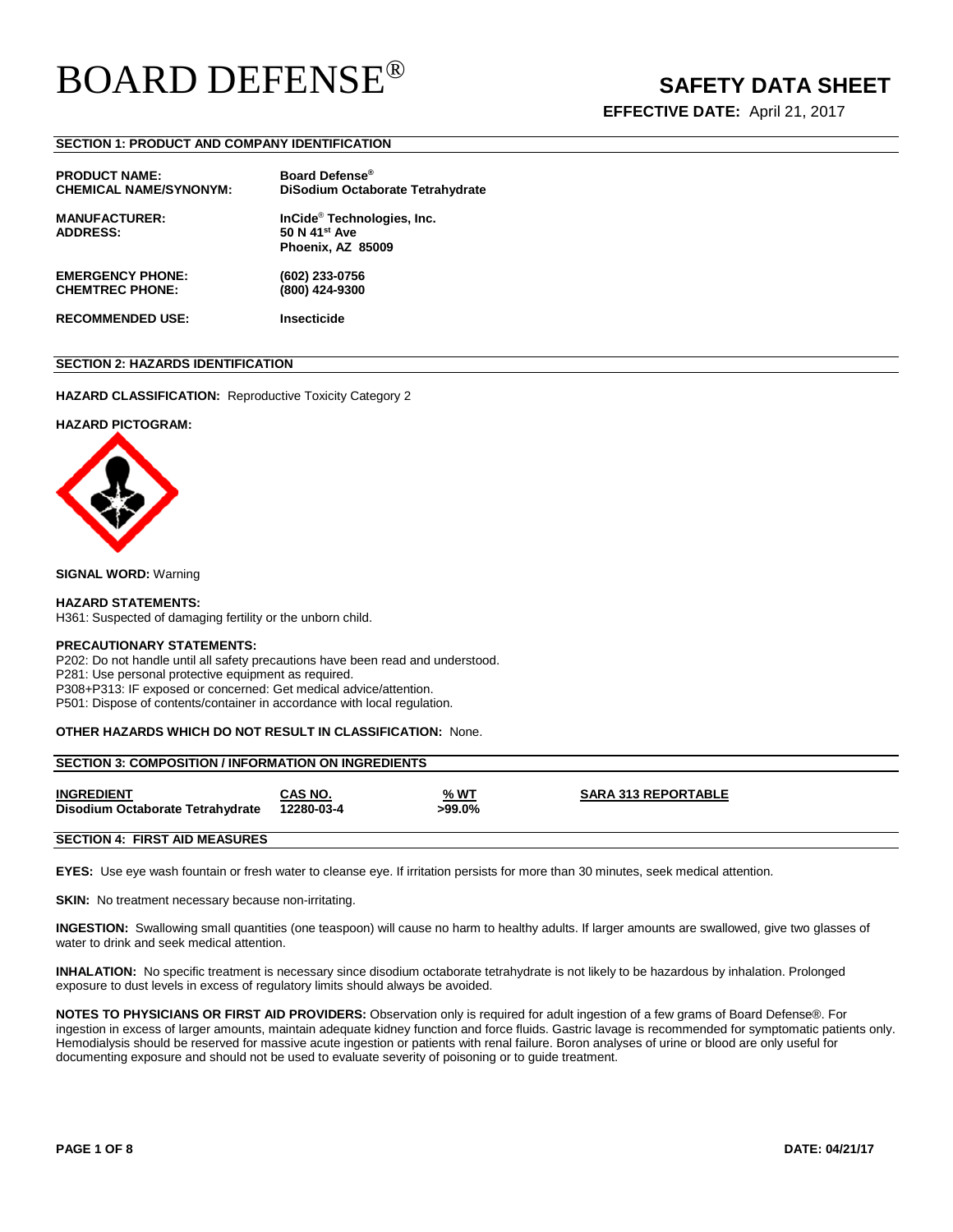# BOARD DEFENSE®

## SAFETY DATA SHEET

**EFFECTIVE DATE:** April 21, 2017

### SECTION 1: PRODUCT AND COMPANY IDENTIFICATION

**PRODUCT NAME:** **Board Defense®**
**CHEMICAL NAME/SYNONYM:** **DiSodium Octaborate Tetrahydrate**

**MANUFACTURER:** **InCide® Technologies, Inc.**
**ADDRESS:** **50 N 41st Ave**
**Phoenix, AZ 85009**

**EMERGENCY PHONE:** **(602) 233-0756**
**CHEMTREC PHONE:** **(800) 424-9300**

**RECOMMENDED USE:** **Insecticide**

### SECTION 2: HAZARDS IDENTIFICATION

**HAZARD CLASSIFICATION:** Reproductive Toxicity Category 2

**HAZARD PICTOGRAM:**

**SIGNAL WORD:** Warning

**HAZARD STATEMENTS:**
H361: Suspected of damaging fertility or the unborn child.

**PRECAUTIONARY STATEMENTS:**
P202: Do not handle until all safety precautions have been read and understood.
P281: Use personal protective equipment as required.
P308+P313: IF exposed or concerned: Get medical advice/attention.
P501: Dispose of contents/container in accordance with local regulation.

**OTHER HAZARDS WHICH DO NOT RESULT IN CLASSIFICATION:** None.

### SECTION 3: COMPOSITION / INFORMATION ON INGREDIENTS

| INGREDIENT | CAS NO. | % WT | SARA 313 REPORTABLE |
|---|---|---|---|
| Disodium Octaborate Tetrahydrate | 12280-03-4 | >99.0% | |

### SECTION 4: FIRST AID MEASURES

**EYES:** Use eye wash fountain or fresh water to cleanse eye. If irritation persists for more than 30 minutes, seek medical attention.

**SKIN:** No treatment necessary because non-irritating.

**INGESTION:** Swallowing small quantities (one teaspoon) will cause no harm to healthy adults. If larger amounts are swallowed, give two glasses of water to drink and seek medical attention.

**INHALATION:** No specific treatment is necessary since disodium octaborate tetrahydrate is not likely to be hazardous by inhalation. Prolonged exposure to dust levels in excess of regulatory limits should always be avoided.

**NOTES TO PHYSICIANS OR FIRST AID PROVIDERS:** Observation only is required for adult ingestion of a few grams of Board Defense®. For ingestion in excess of larger amounts, maintain adequate kidney function and force fluids. Gastric lavage is recommended for symptomatic patients only. Hemodialysis should be reserved for massive acute ingestion or patients with renal failure. Boron analyses of urine or blood are only useful for documenting exposure and should not be used to evaluate severity of poisoning or to guide treatment.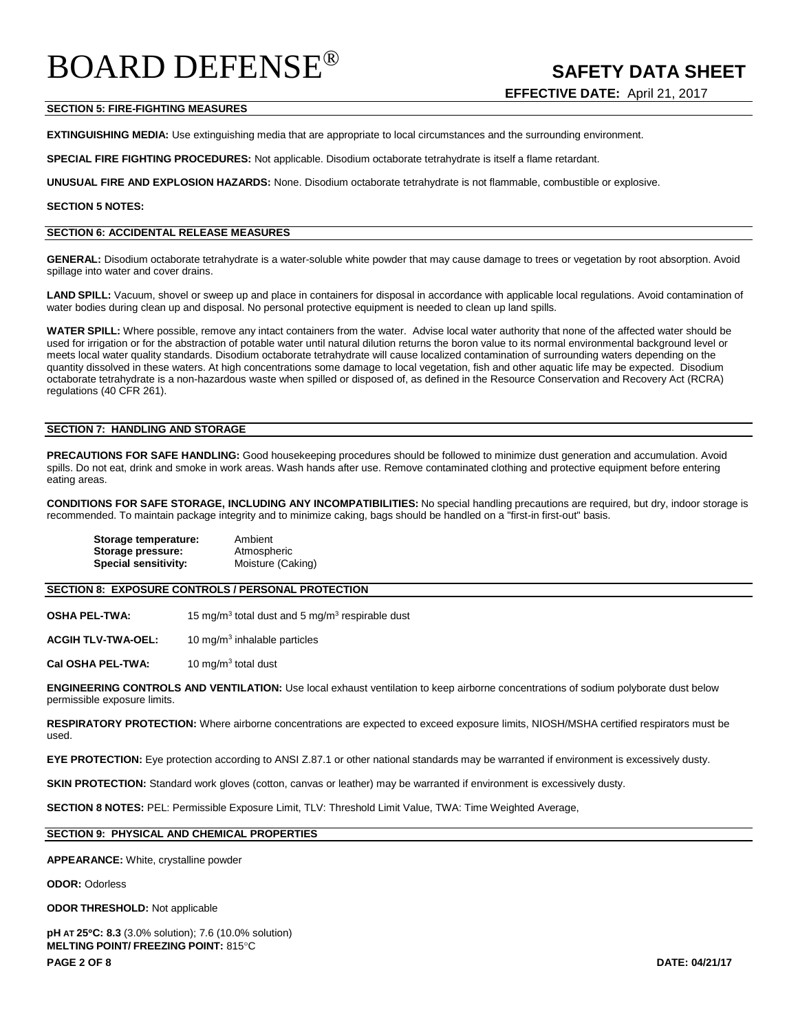## SECTION 5: FIRE-FIGHTING MEASURES

**EXTINGUISHING MEDIA:** Use extinguishing media that are appropriate to local circumstances and the surrounding environment.

**SPECIAL FIRE FIGHTING PROCEDURES:** Not applicable. Disodium octaborate tetrahydrate is itself a flame retardant.

**UNUSUAL FIRE AND EXPLOSION HAZARDS:** None. Disodium octaborate tetrahydrate is not flammable, combustible or explosive.

**SECTION 5 NOTES:**

## SECTION 6: ACCIDENTAL RELEASE MEASURES

**GENERAL:** Disodium octaborate tetrahydrate is a water-soluble white powder that may cause damage to trees or vegetation by root absorption. Avoid spillage into water and cover drains.

**LAND SPILL:** Vacuum, shovel or sweep up and place in containers for disposal in accordance with applicable local regulations. Avoid contamination of water bodies during clean up and disposal. No personal protective equipment is needed to clean up land spills.

**WATER SPILL:** Where possible, remove any intact containers from the water. Advise local water authority that none of the affected water should be used for irrigation or for the abstraction of potable water until natural dilution returns the boron value to its normal environmental background level or meets local water quality standards. Disodium octaborate tetrahydrate will cause localized contamination of surrounding waters depending on the quantity dissolved in these waters. At high concentrations some damage to local vegetation, fish and other aquatic life may be expected. Disodium octaborate tetrahydrate is a non-hazardous waste when spilled or disposed of, as defined in the Resource Conservation and Recovery Act (RCRA) regulations (40 CFR 261).

## SECTION 7: HANDLING AND STORAGE

**PRECAUTIONS FOR SAFE HANDLING:** Good housekeeping procedures should be followed to minimize dust generation and accumulation. Avoid spills. Do not eat, drink and smoke in work areas. Wash hands after use. Remove contaminated clothing and protective equipment before entering eating areas.

**CONDITIONS FOR SAFE STORAGE, INCLUDING ANY INCOMPATIBILITIES:** No special handling precautions are required, but dry, indoor storage is recommended. To maintain package integrity and to minimize caking, bags should be handled on a "first-in first-out" basis.

| | |
|---|---|
| **Storage temperature:** | Ambient |
| **Storage pressure:** | Atmospheric |
| **Special sensitivity:** | Moisture (Caking) |

## SECTION 8: EXPOSURE CONTROLS / PERSONAL PROTECTION

| | |
|---|---|
| **OSHA PEL-TWA:** | 15 mg/m$^3$ total dust and 5 mg/m$^3$ respirable dust |
| **ACGIH TLV-TWA-OEL:** | 10 mg/m$^3$ inhalable particles |
| **Cal OSHA PEL-TWA:** | 10 mg/m$^3$ total dust |

**ENGINEERING CONTROLS AND VENTILATION:** Use local exhaust ventilation to keep airborne concentrations of sodium polyborate dust below permissible exposure limits.

**RESPIRATORY PROTECTION:** Where airborne concentrations are expected to exceed exposure limits, NIOSH/MSHA certified respirators must be used.

**EYE PROTECTION:** Eye protection according to ANSI Z.87.1 or other national standards may be warranted if environment is excessively dusty.

**SKIN PROTECTION:** Standard work gloves (cotton, canvas or leather) may be warranted if environment is excessively dusty.

**SECTION 8 NOTES:** PEL: Permissible Exposure Limit, TLV: Threshold Limit Value, TWA: Time Weighted Average,

## SECTION 9: PHYSICAL AND CHEMICAL PROPERTIES

**APPEARANCE:** White, crystalline powder

**ODOR:** Odorless

**ODOR THRESHOLD:** Not applicable

**pH AT 25°C: 8.3** (3.0% solution); 7.6 (10.0% solution)

**MELTING POINT/ FREEZING POINT:** 815°C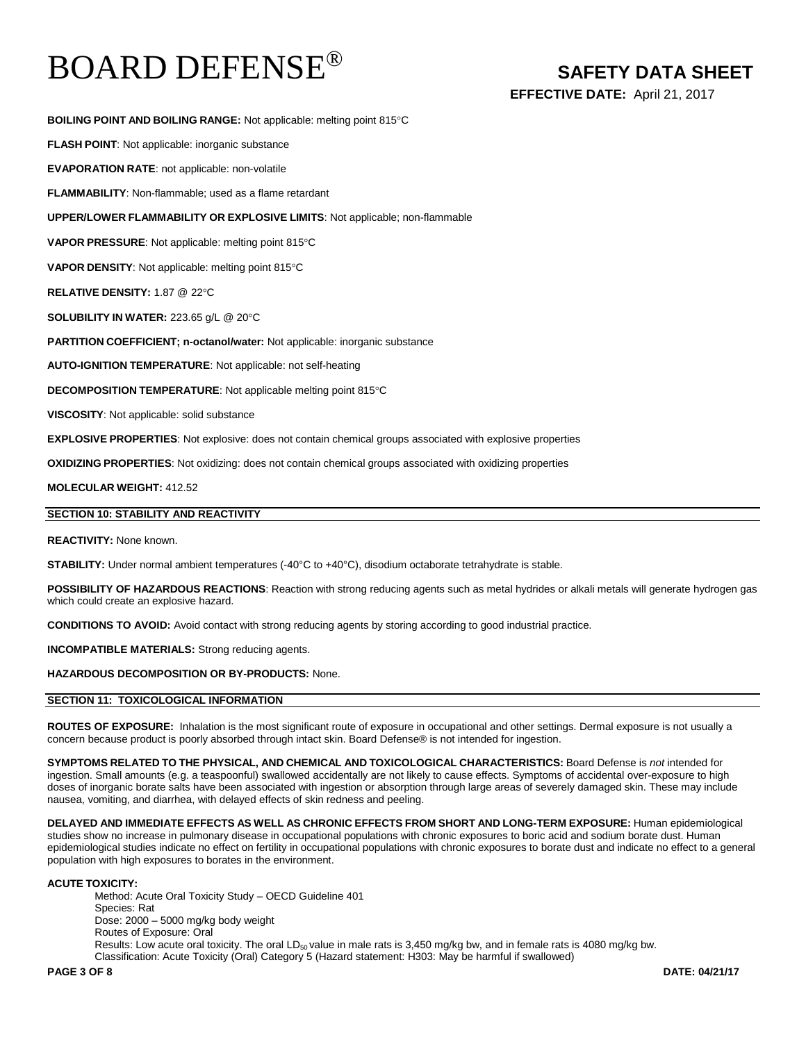**BOILING POINT AND BOILING RANGE:** Not applicable: melting point 815°C

**FLASH POINT**: Not applicable: inorganic substance

**EVAPORATION RATE**: not applicable: non-volatile

**FLAMMABILITY**: Non-flammable; used as a flame retardant

**UPPER/LOWER FLAMMABILITY OR EXPLOSIVE LIMITS**: Not applicable; non-flammable

**VAPOR PRESSURE**: Not applicable: melting point 815°C

**VAPOR DENSITY**: Not applicable: melting point 815°C

**RELATIVE DENSITY:** 1.87 @ 22°C

**SOLUBILITY IN WATER:** 223.65 g/L @ 20°C

**PARTITION COEFFICIENT; n-octanol/water:** Not applicable: inorganic substance

**AUTO-IGNITION TEMPERATURE**: Not applicable: not self-heating

**DECOMPOSITION TEMPERATURE**: Not applicable melting point 815°C

**VISCOSITY**: Not applicable: solid substance

**EXPLOSIVE PROPERTIES**: Not explosive: does not contain chemical groups associated with explosive properties

**OXIDIZING PROPERTIES**: Not oxidizing: does not contain chemical groups associated with oxidizing properties

**MOLECULAR WEIGHT:** 412.52

## SECTION 10: STABILITY AND REACTIVITY

**REACTIVITY:** None known.

**STABILITY:** Under normal ambient temperatures (-40°C to +40°C), disodium octaborate tetrahydrate is stable.

**POSSIBILITY OF HAZARDOUS REACTIONS**: Reaction with strong reducing agents such as metal hydrides or alkali metals will generate hydrogen gas which could create an explosive hazard.

**CONDITIONS TO AVOID:** Avoid contact with strong reducing agents by storing according to good industrial practice.

**INCOMPATIBLE MATERIALS:** Strong reducing agents.

**HAZARDOUS DECOMPOSITION OR BY-PRODUCTS:** None.

## SECTION 11: TOXICOLOGICAL INFORMATION

**ROUTES OF EXPOSURE:** Inhalation is the most significant route of exposure in occupational and other settings. Dermal exposure is not usually a concern because product is poorly absorbed through intact skin. Board Defense® is not intended for ingestion.

**SYMPTOMS RELATED TO THE PHYSICAL, AND CHEMICAL AND TOXICOLOGICAL CHARACTERISTICS:** Board Defense is *not* intended for ingestion. Small amounts (e.g. a teaspoonful) swallowed accidentally are not likely to cause effects. Symptoms of accidental over-exposure to high doses of inorganic borate salts have been associated with ingestion or absorption through large areas of severely damaged skin. These may include nausea, vomiting, and diarrhea, with delayed effects of skin redness and peeling.

**DELAYED AND IMMEDIATE EFFECTS AS WELL AS CHRONIC EFFECTS FROM SHORT AND LONG-TERM EXPOSURE:** Human epidemiological studies show no increase in pulmonary disease in occupational populations with chronic exposures to boric acid and sodium borate dust. Human epidemiological studies indicate no effect on fertility in occupational populations with chronic exposures to borate dust and indicate no effect to a general population with high exposures to borates in the environment.

**ACUTE TOXICITY:**

Method: Acute Oral Toxicity Study – OECD Guideline 401
Species: Rat
Dose: 2000 – 5000 mg/kg body weight
Routes of Exposure: Oral
Results: Low acute oral toxicity. The oral $LD_{50}$ value in male rats is 3,450 mg/kg bw, and in female rats is 4080 mg/kg bw.
Classification: Acute Toxicity (Oral) Category 5 (Hazard statement: H303: May be harmful if swallowed)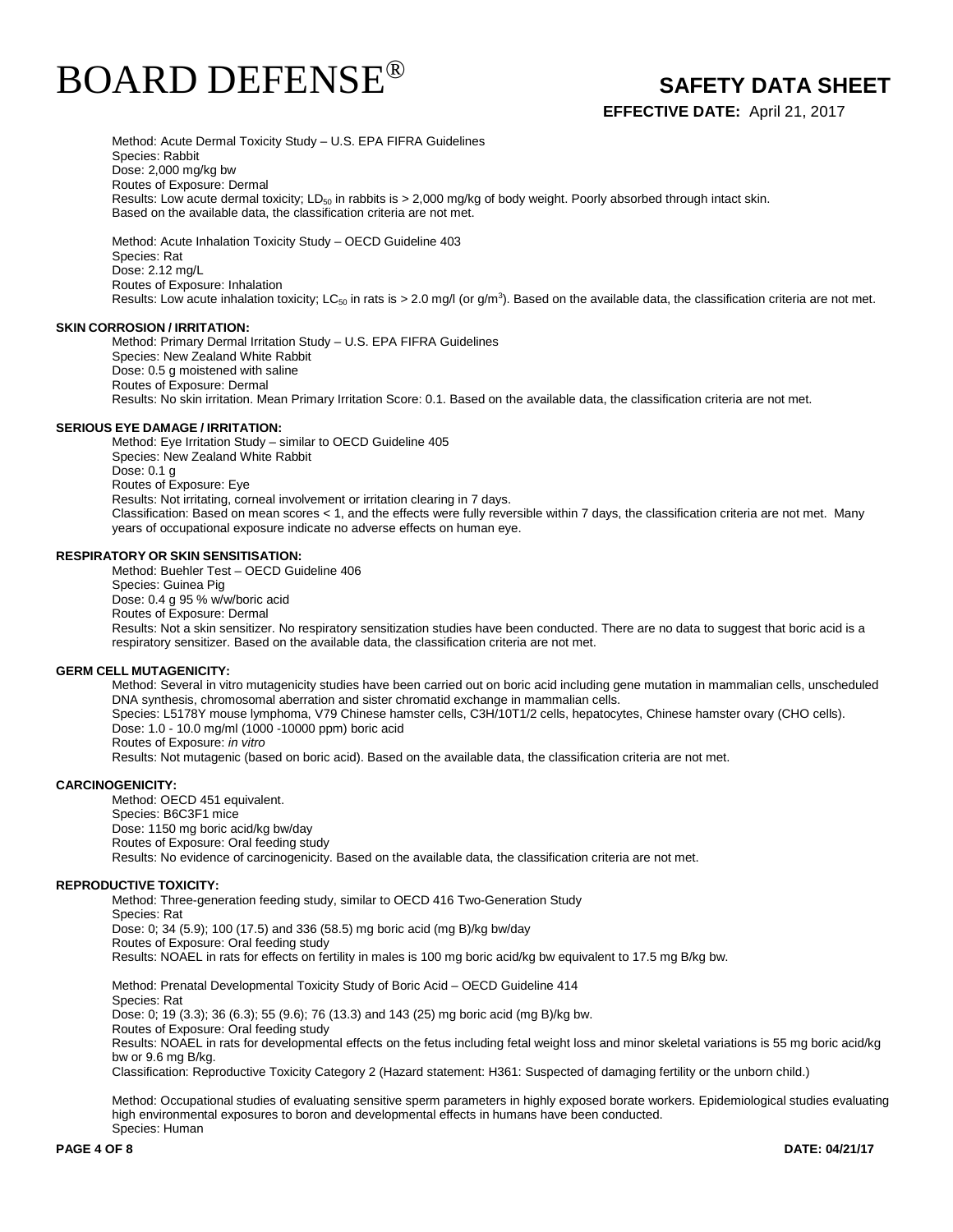Method: Acute Dermal Toxicity Study – U.S. EPA FIFRA Guidelines
Species: Rabbit
Dose: 2,000 mg/kg bw
Routes of Exposure: Dermal
Results: Low acute dermal toxicity; $LD_{50}$ in rabbits is > 2,000 mg/kg of body weight. Poorly absorbed through intact skin. Based on the available data, the classification criteria are not met.

Method: Acute Inhalation Toxicity Study – OECD Guideline 403
Species: Rat
Dose: 2.12 mg/L
Routes of Exposure: Inhalation
Results: Low acute inhalation toxicity; $LC_{50}$ in rats is > 2.0 mg/l (or $g/m^3$). Based on the available data, the classification criteria are not met.

**SKIN CORROSION / IRRITATION:**

Method: Primary Dermal Irritation Study – U.S. EPA FIFRA Guidelines
Species: New Zealand White Rabbit
Dose: 0.5 g moistened with saline
Routes of Exposure: Dermal
Results: No skin irritation. Mean Primary Irritation Score: 0.1. Based on the available data, the classification criteria are not met.

**SERIOUS EYE DAMAGE / IRRITATION:**

Method: Eye Irritation Study – similar to OECD Guideline 405
Species: New Zealand White Rabbit
Dose: 0.1 g
Routes of Exposure: Eye
Results: Not irritating, corneal involvement or irritation clearing in 7 days.
Classification: Based on mean scores < 1, and the effects were fully reversible within 7 days, the classification criteria are not met. Many years of occupational exposure indicate no adverse effects on human eye.

**RESPIRATORY OR SKIN SENSITISATION:**

Method: Buehler Test – OECD Guideline 406
Species: Guinea Pig
Dose: 0.4 g 95 % w/w/boric acid
Routes of Exposure: Dermal
Results: Not a skin sensitizer. No respiratory sensitization studies have been conducted. There are no data to suggest that boric acid is a respiratory sensitizer. Based on the available data, the classification criteria are not met.

**GERM CELL MUTAGENICITY:**

Method: Several in vitro mutagenicity studies have been carried out on boric acid including gene mutation in mammalian cells, unscheduled DNA synthesis, chromosomal aberration and sister chromatid exchange in mammalian cells.
Species: L5178Y mouse lymphoma, V79 Chinese hamster cells, C3H/10T1/2 cells, hepatocytes, Chinese hamster ovary (CHO cells).
Dose: 1.0 - 10.0 mg/ml (1000 -10000 ppm) boric acid
Routes of Exposure: *in vitro*
Results: Not mutagenic (based on boric acid). Based on the available data, the classification criteria are not met.

**CARCINOGENICITY:**

Method: OECD 451 equivalent.
Species: B6C3F1 mice
Dose: 1150 mg boric acid/kg bw/day
Routes of Exposure: Oral feeding study
Results: No evidence of carcinogenicity. Based on the available data, the classification criteria are not met.

**REPRODUCTIVE TOXICITY:**

Method: Three-generation feeding study, similar to OECD 416 Two-Generation Study
Species: Rat
Dose: 0; 34 (5.9); 100 (17.5) and 336 (58.5) mg boric acid (mg B)/kg bw/day
Routes of Exposure: Oral feeding study
Results: NOAEL in rats for effects on fertility in males is 100 mg boric acid/kg bw equivalent to 17.5 mg B/kg bw.

Method: Prenatal Developmental Toxicity Study of Boric Acid – OECD Guideline 414
Species: Rat
Dose: 0; 19 (3.3); 36 (6.3); 55 (9.6); 76 (13.3) and 143 (25) mg boric acid (mg B)/kg bw.
Routes of Exposure: Oral feeding study
Results: NOAEL in rats for developmental effects on the fetus including fetal weight loss and minor skeletal variations is 55 mg boric acid/kg bw or 9.6 mg B/kg.
Classification: Reproductive Toxicity Category 2 (Hazard statement: H361: Suspected of damaging fertility or the unborn child.)

Method: Occupational studies of evaluating sensitive sperm parameters in highly exposed borate workers. Epidemiological studies evaluating high environmental exposures to boron and developmental effects in humans have been conducted.
Species: Human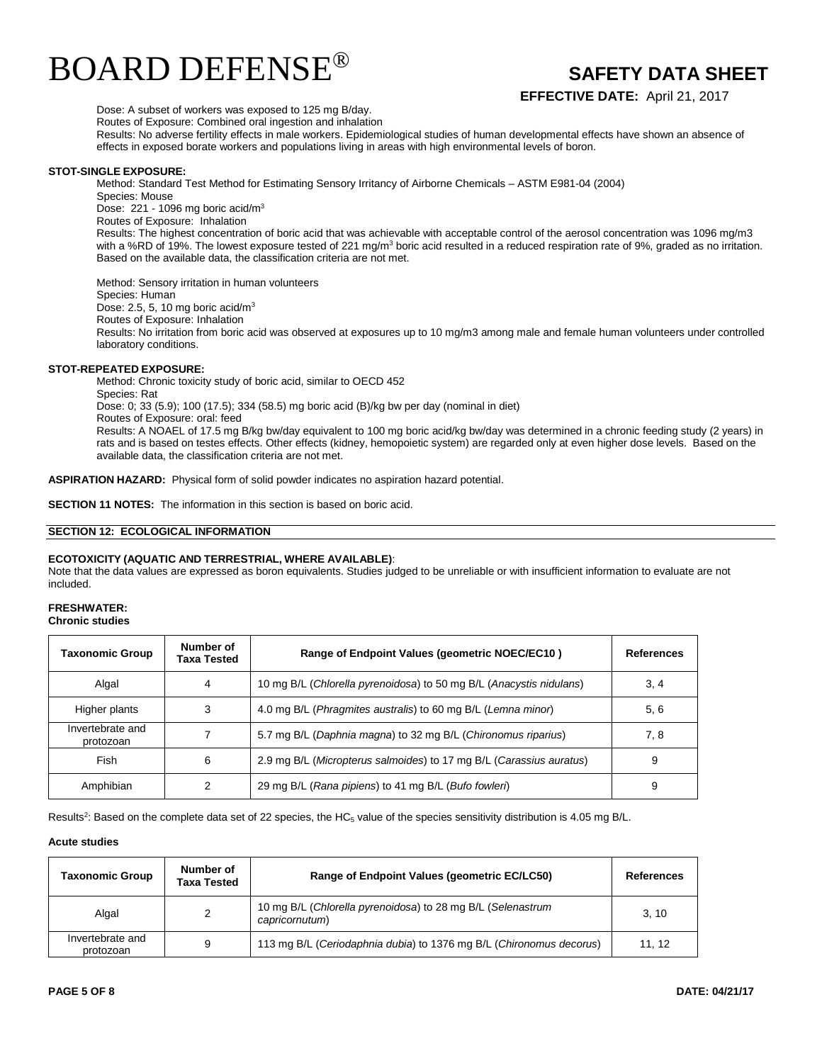Dose: A subset of workers was exposed to 125 mg B/day.
Routes of Exposure: Combined oral ingestion and inhalation
Results: No adverse fertility effects in male workers. Epidemiological studies of human developmental effects have shown an absence of effects in exposed borate workers and populations living in areas with high environmental levels of boron.

**STOT-SINGLE EXPOSURE:**

Method: Standard Test Method for Estimating Sensory Irritancy of Airborne Chemicals – ASTM E981-04 (2004)
Species: Mouse
Dose: 221 - 1096 mg boric acid/$m^3$
Routes of Exposure: Inhalation
Results: The highest concentration of boric acid that was achievable with acceptable control of the aerosol concentration was 1096 mg/m3 with a %RD of 19%. The lowest exposure tested of 221 mg/$m^3$ boric acid resulted in a reduced respiration rate of 9%, graded as no irritation. Based on the available data, the classification criteria are not met.

Method: Sensory irritation in human volunteers
Species: Human
Dose: 2.5, 5, 10 mg boric acid/$m^3$
Routes of Exposure: Inhalation
Results: No irritation from boric acid was observed at exposures up to 10 mg/m3 among male and female human volunteers under controlled laboratory conditions.

**STOT-REPEATED EXPOSURE:**

Method: Chronic toxicity study of boric acid, similar to OECD 452
Species: Rat
Dose: 0; 33 (5.9); 100 (17.5); 334 (58.5) mg boric acid (B)/kg bw per day (nominal in diet)
Routes of Exposure: oral: feed
Results: A NOAEL of 17.5 mg B/kg bw/day equivalent to 100 mg boric acid/kg bw/day was determined in a chronic feeding study (2 years) in rats and is based on testes effects. Other effects (kidney, hemopoietic system) are regarded only at even higher dose levels. Based on the available data, the classification criteria are not met.

**ASPIRATION HAZARD:** Physical form of solid powder indicates no aspiration hazard potential.

**SECTION 11 NOTES:** The information in this section is based on boric acid.

## SECTION 12: ECOLOGICAL INFORMATION

**ECOTOXICITY (AQUATIC AND TERRESTRIAL, WHERE AVAILABLE)**:
Note that the data values are expressed as boron equivalents. Studies judged to be unreliable or with insufficient information to evaluate are not included.

**FRESHWATER:**
**Chronic studies**

| Taxonomic Group | Number of Taxa Tested | Range of Endpoint Values (geometric NOEC/EC10 ) | References |
|---|---|---|---|
| Algal | 4 | 10 mg B/L (*Chlorella pyrenoidosa*) to 50 mg B/L (*Anacystis nidulans*) | 3, 4 |
| Higher plants | 3 | 4.0 mg B/L (*Phragmites australis*) to 60 mg B/L (*Lemna minor*) | 5, 6 |
| Invertebrate and protozoan | 7 | 5.7 mg B/L (*Daphnia magna*) to 32 mg B/L (*Chironomus riparius*) | 7, 8 |
| Fish | 6 | 2.9 mg B/L (*Micropterus salmoides*) to 17 mg B/L (*Carassius auratus*) | 9 |
| Amphibian | 2 | 29 mg B/L (*Rana pipiens*) to 41 mg B/L (*Bufo fowleri*) | 9 |

Results[2]: Based on the complete data set of 22 species, the $HC_5$ value of the species sensitivity distribution is 4.05 mg B/L.

**Acute studies**

| Taxonomic Group | Number of Taxa Tested | Range of Endpoint Values (geometric EC/LC50) | References |
|---|---|---|---|
| Algal | 2 | 10 mg B/L (*Chlorella pyrenoidosa*) to 28 mg B/L (*Selenastrum capricornutum*) | 3, 10 |
| Invertebrate and protozoan | 9 | 113 mg B/L (*Ceriodaphnia dubia*) to 1376 mg B/L (*Chironomus decorus*) | 11, 12 |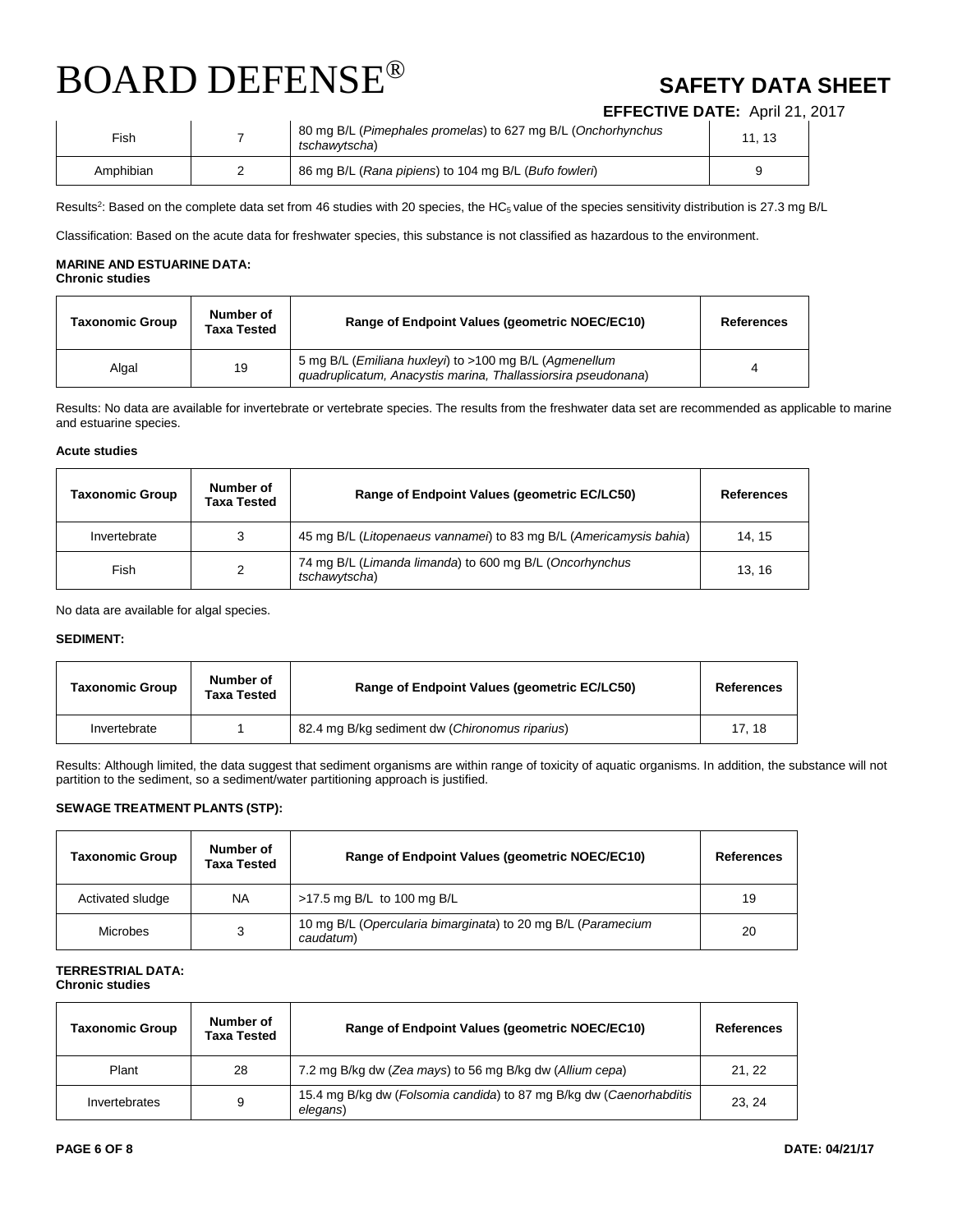| Fish | 7 | 80 mg B/L (*Pimephales promelas*) to 627 mg B/L (*Onchorhynchus tschawytscha*) | 11, 13 |
|---|---|---|---|
| Amphibian | 2 | 86 mg B/L (*Rana pipiens*) to 104 mg B/L (*Bufo fowleri*) | 9 |

Results[2]: Based on the complete data set from 46 studies with 20 species, the $HC_5$ value of the species sensitivity distribution is 27.3 mg B/L

Classification: Based on the acute data for freshwater species, this substance is not classified as hazardous to the environment.

**MARINE AND ESTUARINE DATA:**
**Chronic studies**

| Taxonomic Group | Number of Taxa Tested | Range of Endpoint Values (geometric NOEC/EC10) | References |
|---|---|---|---|
| Algal | 19 | 5 mg B/L (*Emiliana huxleyi*) to >100 mg B/L (*Agmenellum quadruplicatum, Anacystis marina, Thallassiorsira pseudonana*) | 4 |

Results: No data are available for invertebrate or vertebrate species. The results from the freshwater data set are recommended as applicable to marine and estuarine species.

**Acute studies**

| Taxonomic Group | Number of Taxa Tested | Range of Endpoint Values (geometric EC/LC50) | References |
|---|---|---|---|
| Invertebrate | 3 | 45 mg B/L (*Litopenaeus vannamei*) to 83 mg B/L (*Americamysis bahia*) | 14, 15 |
| Fish | 2 | 74 mg B/L (*Limanda limanda*) to 600 mg B/L (*Oncorhynchus tschawytscha*) | 13, 16 |

No data are available for algal species.

**SEDIMENT:**

| Taxonomic Group | Number of Taxa Tested | Range of Endpoint Values (geometric EC/LC50) | References |
|---|---|---|---|
| Invertebrate | 1 | 82.4 mg B/kg sediment dw (*Chironomus riparius*) | 17, 18 |

Results: Although limited, the data suggest that sediment organisms are within range of toxicity of aquatic organisms. In addition, the substance will not partition to the sediment, so a sediment/water partitioning approach is justified.

**SEWAGE TREATMENT PLANTS (STP):**

| Taxonomic Group | Number of Taxa Tested | Range of Endpoint Values (geometric NOEC/EC10) | References |
|---|---|---|---|
| Activated sludge | NA | >17.5 mg B/L to 100 mg B/L | 19 |
| Microbes | 3 | 10 mg B/L (*Opercularia bimarginata*) to 20 mg B/L (*Paramecium caudatum*) | 20 |

**TERRESTRIAL DATA:**
**Chronic studies**

| Taxonomic Group | Number of Taxa Tested | Range of Endpoint Values (geometric NOEC/EC10) | References |
|---|---|---|---|
| Plant | 28 | 7.2 mg B/kg dw (*Zea mays*) to 56 mg B/kg dw (*Allium cepa*) | 21, 22 |
| Invertebrates | 9 | 15.4 mg B/kg dw (*Folsomia candida*) to 87 mg B/kg dw (*Caenorhabditis elegans*) | 23, 24 |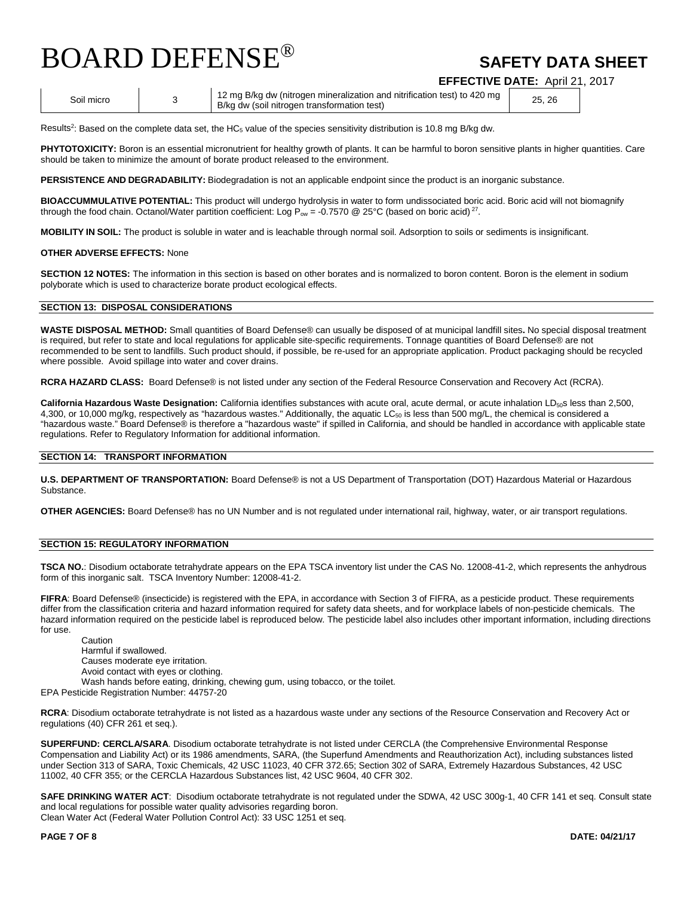| Soil micro | 3 | 12 mg B/kg dw (nitrogen mineralization and nitrification test) to 420 mg B/kg dw (soil nitrogen transformation test) | 25, 26 |
|---|---|---|---|

Results[2]: Based on the complete data set, the $HC_5$ value of the species sensitivity distribution is 10.8 mg B/kg dw.

**PHYTOTOXICITY:** Boron is an essential micronutrient for healthy growth of plants. It can be harmful to boron sensitive plants in higher quantities. Care should be taken to minimize the amount of borate product released to the environment.

**PERSISTENCE AND DEGRADABILITY:** Biodegradation is not an applicable endpoint since the product is an inorganic substance.

**BIOACCUMMULATIVE POTENTIAL:** This product will undergo hydrolysis in water to form undissociated boric acid. Boric acid will not biomagnify through the food chain. Octanol/Water partition coefficient: Log $P_{ow}$ = -0.7570 @ 25°C (based on boric acid)[27].

**MOBILITY IN SOIL:** The product is soluble in water and is leachable through normal soil. Adsorption to soils or sediments is insignificant.

**OTHER ADVERSE EFFECTS:** None

**SECTION 12 NOTES:** The information in this section is based on other borates and is normalized to boron content. Boron is the element in sodium polyborate which is used to characterize borate product ecological effects.

## SECTION 13: DISPOSAL CONSIDERATIONS

**WASTE DISPOSAL METHOD:** Small quantities of Board Defense® can usually be disposed of at municipal landfill sites**.** No special disposal treatment is required, but refer to state and local regulations for applicable site-specific requirements. Tonnage quantities of Board Defense® are not recommended to be sent to landfills. Such product should, if possible, be re-used for an appropriate application. Product packaging should be recycled where possible. Avoid spillage into water and cover drains.

**RCRA HAZARD CLASS:** Board Defense® is not listed under any section of the Federal Resource Conservation and Recovery Act (RCRA).

**California Hazardous Waste Designation:** California identifies substances with acute oral, acute dermal, or acute inhalation $LD_{50}$s less than 2,500, 4,300, or 10,000 mg/kg, respectively as "hazardous wastes." Additionally, the aquatic $LC_{50}$ is less than 500 mg/L, the chemical is considered a "hazardous waste." Board Defense® is therefore a "hazardous waste" if spilled in California, and should be handled in accordance with applicable state regulations. Refer to Regulatory Information for additional information.

## SECTION 14: TRANSPORT INFORMATION

**U.S. DEPARTMENT OF TRANSPORTATION:** Board Defense® is not a US Department of Transportation (DOT) Hazardous Material or Hazardous Substance.

**OTHER AGENCIES:** Board Defense® has no UN Number and is not regulated under international rail, highway, water, or air transport regulations.

## SECTION 15: REGULATORY INFORMATION

**TSCA NO.**: Disodium octaborate tetrahydrate appears on the EPA TSCA inventory list under the CAS No. 12008-41-2, which represents the anhydrous form of this inorganic salt. TSCA Inventory Number: 12008-41-2.

**FIFRA**: Board Defense® (insecticide) is registered with the EPA, in accordance with Section 3 of FIFRA, as a pesticide product. These requirements differ from the classification criteria and hazard information required for safety data sheets, and for workplace labels of non-pesticide chemicals. The hazard information required on the pesticide label is reproduced below. The pesticide label also includes other important information, including directions for use.

Caution
Harmful if swallowed.
Causes moderate eye irritation.
Avoid contact with eyes or clothing.
Wash hands before eating, drinking, chewing gum, using tobacco, or the toilet.

EPA Pesticide Registration Number: 44757-20

**RCRA**: Disodium octaborate tetrahydrate is not listed as a hazardous waste under any sections of the Resource Conservation and Recovery Act or regulations (40) CFR 261 et seq.).

**SUPERFUND: CERCLA/SARA**. Disodium octaborate tetrahydrate is not listed under CERCLA (the Comprehensive Environmental Response Compensation and Liability Act) or its 1986 amendments, SARA, (the Superfund Amendments and Reauthorization Act), including substances listed under Section 313 of SARA, Toxic Chemicals, 42 USC 11023, 40 CFR 372.65; Section 302 of SARA, Extremely Hazardous Substances, 42 USC 11002, 40 CFR 355; or the CERCLA Hazardous Substances list, 42 USC 9604, 40 CFR 302.

**SAFE DRINKING WATER ACT**: Disodium octaborate tetrahydrate is not regulated under the SDWA, 42 USC 300g-1, 40 CFR 141 et seq. Consult state and local regulations for possible water quality advisories regarding boron.
Clean Water Act (Federal Water Pollution Control Act): 33 USC 1251 et seq.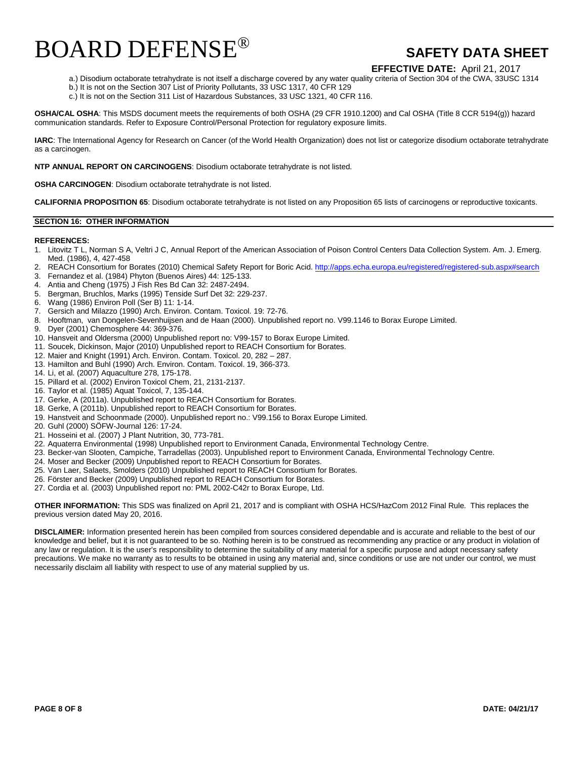a.) Disodium octaborate tetrahydrate is not itself a discharge covered by any water quality criteria of Section 304 of the CWA, 33USC 1314
b.) It is not on the Section 307 List of Priority Pollutants, 33 USC 1317, 40 CFR 129
c.) It is not on the Section 311 List of Hazardous Substances, 33 USC 1321, 40 CFR 116.

**OSHA/CAL OSHA**: This MSDS document meets the requirements of both OSHA (29 CFR 1910.1200) and Cal OSHA (Title 8 CCR 5194(g)) hazard communication standards. Refer to Exposure Control/Personal Protection for regulatory exposure limits.

**IARC**: The International Agency for Research on Cancer (of the World Health Organization) does not list or categorize disodium octaborate tetrahydrate as a carcinogen.

**NTP ANNUAL REPORT ON CARCINOGENS**: Disodium octaborate tetrahydrate is not listed.

**OSHA CARCINOGEN**: Disodium octaborate tetrahydrate is not listed.

**CALIFORNIA PROPOSITION 65**: Disodium octaborate tetrahydrate is not listed on any Proposition 65 lists of carcinogens or reproductive toxicants.

## SECTION 16: OTHER INFORMATION

**REFERENCES:**

1. Litovitz T L, Norman S A, Veltri J C, Annual Report of the American Association of Poison Control Centers Data Collection System. Am. J. Emerg. Med. (1986), 4, 427-458
2. REACH Consortium for Borates (2010) Chemical Safety Report for Boric Acid. http://apps.echa.europa.eu/registered/registered-sub.aspx#search
3. Fernandez et al. (1984) Phyton (Buenos Aires) 44: 125-133.
4. Antia and Cheng (1975) J Fish Res Bd Can 32: 2487-2494.
5. Bergman, Bruchlos, Marks (1995) Tenside Surf Det 32: 229-237.
6. Wang (1986) Environ Poll (Ser B) 11: 1-14.
7. Gersich and Milazzo (1990) Arch. Environ. Contam. Toxicol. 19: 72-76.
8. Hooftman, van Dongelen-Sevenhuijsen and de Haan (2000). Unpublished report no. V99.1146 to Borax Europe Limited.
9. Dyer (2001) Chemosphere 44: 369-376.
10. Hansveit and Oldersma (2000) Unpublished report no: V99-157 to Borax Europe Limited.
11. Soucek, Dickinson, Major (2010) Unpublished report to REACH Consortium for Borates.
12. Maier and Knight (1991) Arch. Environ. Contam. Toxicol. 20, 282 – 287.
13. Hamilton and Buhl (1990) Arch. Environ. Contam. Toxicol. 19, 366-373.
14. Li, et al. (2007) Aquaculture 278, 175-178.
15. Pillard et al. (2002) Environ Toxicol Chem, 21, 2131-2137.
16. Taylor et al. (1985) Aquat Toxicol, 7, 135-144.
17. Gerke, A (2011a). Unpublished report to REACH Consortium for Borates.
18. Gerke, A (2011b). Unpublished report to REACH Consortium for Borates.
19. Hanstveit and Schoonmade (2000). Unpublished report no.: V99.156 to Borax Europe Limited.
20. Guhl (2000) SÖFW-Journal 126: 17-24.
21. Hosseini et al. (2007) J Plant Nutrition, 30, 773-781.
22. Aquaterra Environmental (1998) Unpublished report to Environment Canada, Environmental Technology Centre.
23. Becker-van Slooten, Campiche, Tarradellas (2003). Unpublished report to Environment Canada, Environmental Technology Centre.
24. Moser and Becker (2009) Unpublished report to REACH Consortium for Borates.
25. Van Laer, Salaets, Smolders (2010) Unpublished report to REACH Consortium for Borates.
26. Förster and Becker (2009) Unpublished report to REACH Consortium for Borates.
27. Cordia et al. (2003) Unpublished report no: PML 2002-C42r to Borax Europe, Ltd.

**OTHER INFORMATION:** This SDS was finalized on April 21, 2017 and is compliant with OSHA HCS/HazCom 2012 Final Rule. This replaces the previous version dated May 20, 2016.

**DISCLAIMER:** Information presented herein has been compiled from sources considered dependable and is accurate and reliable to the best of our knowledge and belief, but it is not guaranteed to be so. Nothing herein is to be construed as recommending any practice or any product in violation of any law or regulation. It is the user's responsibility to determine the suitability of any material for a specific purpose and adopt necessary safety precautions. We make no warranty as to results to be obtained in using any material and, since conditions or use are not under our control, we must necessarily disclaim all liability with respect to use of any material supplied by us.